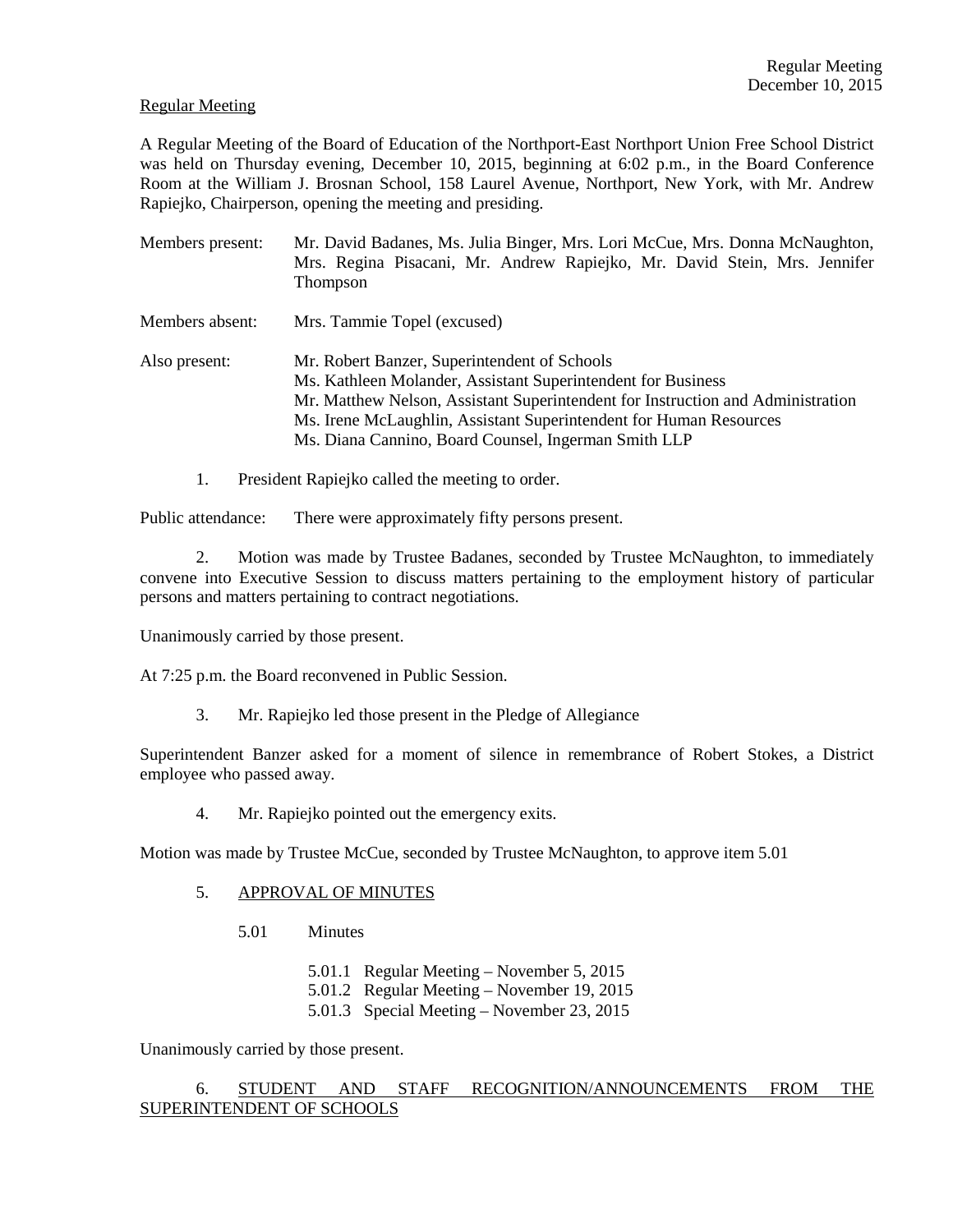Regular Meeting

A Regular Meeting of the Board of Education of the Northport-East Northport Union Free School District was held on Thursday evening, December 10, 2015, beginning at 6:02 p.m., in the Board Conference Room at the William J. Brosnan School, 158 Laurel Avenue, Northport, New York, with Mr. Andrew Rapiejko, Chairperson, opening the meeting and presiding.

Members present: Mr. David Badanes, Ms. Julia Binger, Mrs. Lori McCue, Mrs. Donna McNaughton, Mrs. Regina Pisacani, Mr. Andrew Rapiejko, Mr. David Stein, Mrs. Jennifer Thompson

Members absent: Mrs. Tammie Topel (excused)

Also present: Mr. Robert Banzer, Superintendent of Schools
Ms. Kathleen Molander, Assistant Superintendent for Business
Mr. Matthew Nelson, Assistant Superintendent for Instruction and Administration
Ms. Irene McLaughlin, Assistant Superintendent for Human Resources
Ms. Diana Cannino, Board Counsel, Ingerman Smith LLP

1. President Rapiejko called the meeting to order.

Public attendance: There were approximately fifty persons present.

2. Motion was made by Trustee Badanes, seconded by Trustee McNaughton, to immediately convene into Executive Session to discuss matters pertaining to the employment history of particular persons and matters pertaining to contract negotiations.

Unanimously carried by those present.

At 7:25 p.m. the Board reconvened in Public Session.

3. Mr. Rapiejko led those present in the Pledge of Allegiance

Superintendent Banzer asked for a moment of silence in remembrance of Robert Stokes, a District employee who passed away.

4. Mr. Rapiejko pointed out the emergency exits.

Motion was made by Trustee McCue, seconded by Trustee McNaughton, to approve item 5.01

5. APPROVAL OF MINUTES

5.01 Minutes

5.01.1 Regular Meeting – November 5, 2015
5.01.2 Regular Meeting – November 19, 2015
5.01.3 Special Meeting – November 23, 2015

Unanimously carried by those present.

6. STUDENT AND STAFF RECOGNITION/ANNOUNCEMENTS FROM THE SUPERINTENDENT OF SCHOOLS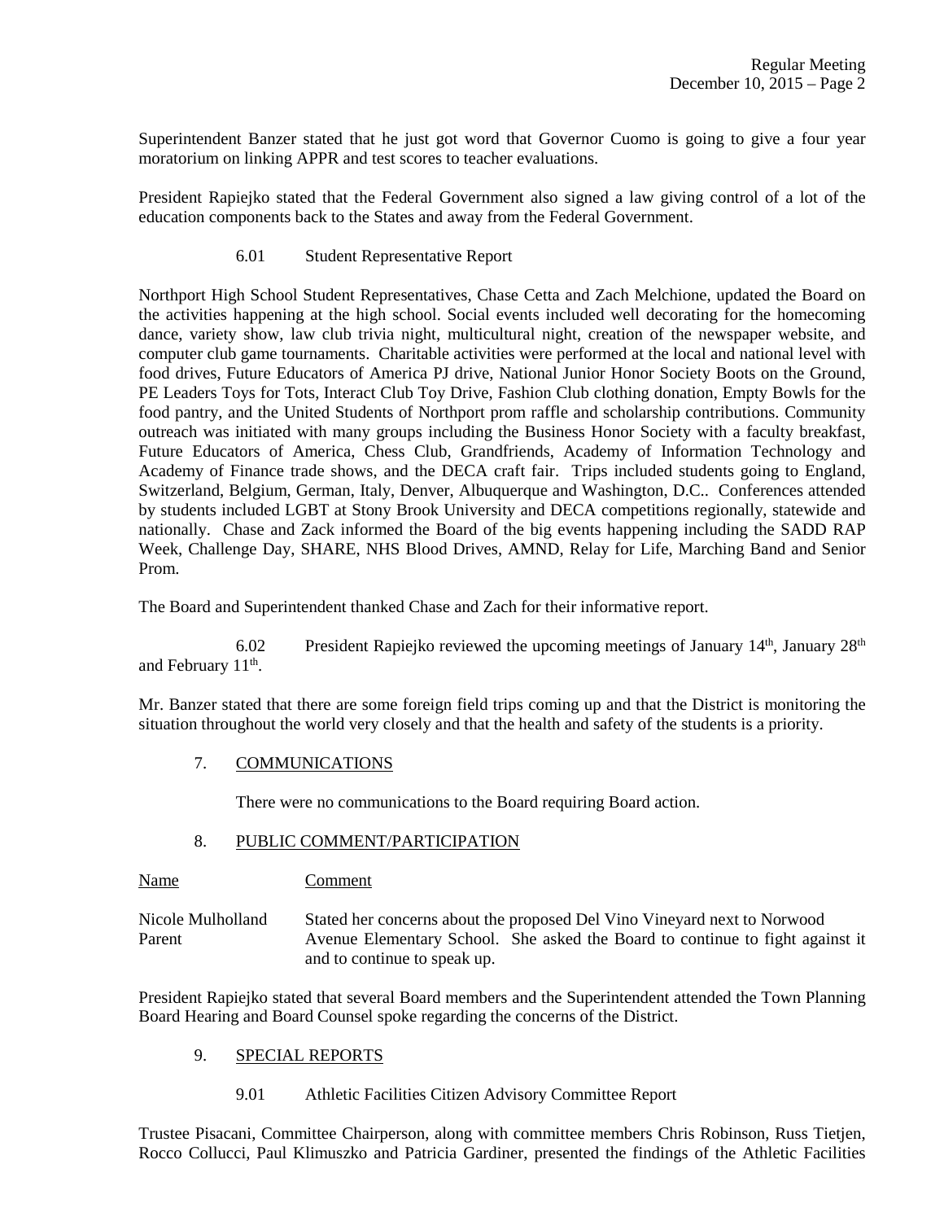Superintendent Banzer stated that he just got word that Governor Cuomo is going to give a four year moratorium on linking APPR and test scores to teacher evaluations.

President Rapiejko stated that the Federal Government also signed a law giving control of a lot of the education components back to the States and away from the Federal Government.

6.01 Student Representative Report

Northport High School Student Representatives, Chase Cetta and Zach Melchione, updated the Board on the activities happening at the high school. Social events included well decorating for the homecoming dance, variety show, law club trivia night, multicultural night, creation of the newspaper website, and computer club game tournaments. Charitable activities were performed at the local and national level with food drives, Future Educators of America PJ drive, National Junior Honor Society Boots on the Ground, PE Leaders Toys for Tots, Interact Club Toy Drive, Fashion Club clothing donation, Empty Bowls for the food pantry, and the United Students of Northport prom raffle and scholarship contributions. Community outreach was initiated with many groups including the Business Honor Society with a faculty breakfast, Future Educators of America, Chess Club, Grandfriends, Academy of Information Technology and Academy of Finance trade shows, and the DECA craft fair. Trips included students going to England, Switzerland, Belgium, German, Italy, Denver, Albuquerque and Washington, D.C.. Conferences attended by students included LGBT at Stony Brook University and DECA competitions regionally, statewide and nationally. Chase and Zack informed the Board of the big events happening including the SADD RAP Week, Challenge Day, SHARE, NHS Blood Drives, AMND, Relay for Life, Marching Band and Senior Prom.

The Board and Superintendent thanked Chase and Zach for their informative report.

6.02 President Rapiejko reviewed the upcoming meetings of January 14th, January 28th and February 11th.

Mr. Banzer stated that there are some foreign field trips coming up and that the District is monitoring the situation throughout the world very closely and that the health and safety of the students is a priority.

## 7. COMMUNICATIONS

There were no communications to the Board requiring Board action.

## 8. PUBLIC COMMENT/PARTICIPATION

| Name | Comment |
|---|---|
| Nicole Mulholland<br>Parent | Stated her concerns about the proposed Del Vino Vineyard next to Norwood Avenue Elementary School. She asked the Board to continue to fight against it and to continue to speak up. |

President Rapiejko stated that several Board members and the Superintendent attended the Town Planning Board Hearing and Board Counsel spoke regarding the concerns of the District.

## 9. SPECIAL REPORTS

9.01 Athletic Facilities Citizen Advisory Committee Report

Trustee Pisacani, Committee Chairperson, along with committee members Chris Robinson, Russ Tietjen, Rocco Collucci, Paul Klimuszko and Patricia Gardiner, presented the findings of the Athletic Facilities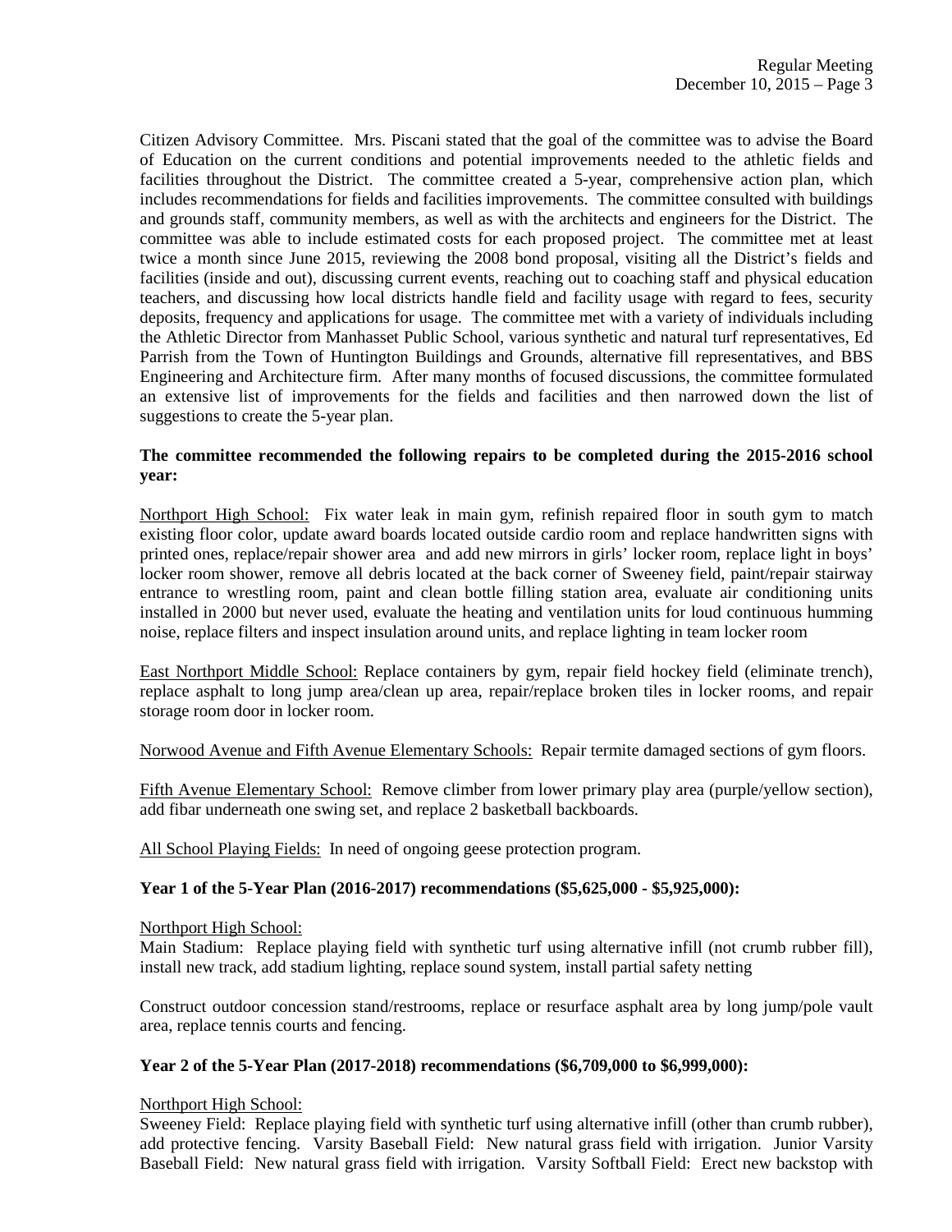Citizen Advisory Committee. Mrs. Piscani stated that the goal of the committee was to advise the Board of Education on the current conditions and potential improvements needed to the athletic fields and facilities throughout the District. The committee created a 5-year, comprehensive action plan, which includes recommendations for fields and facilities improvements. The committee consulted with buildings and grounds staff, community members, as well as with the architects and engineers for the District. The committee was able to include estimated costs for each proposed project. The committee met at least twice a month since June 2015, reviewing the 2008 bond proposal, visiting all the District's fields and facilities (inside and out), discussing current events, reaching out to coaching staff and physical education teachers, and discussing how local districts handle field and facility usage with regard to fees, security deposits, frequency and applications for usage. The committee met with a variety of individuals including the Athletic Director from Manhasset Public School, various synthetic and natural turf representatives, Ed Parrish from the Town of Huntington Buildings and Grounds, alternative fill representatives, and BBS Engineering and Architecture firm. After many months of focused discussions, the committee formulated an extensive list of improvements for the fields and facilities and then narrowed down the list of suggestions to create the 5-year plan.

**The committee recommended the following repairs to be completed during the 2015-2016 school year:**

Northport High School: Fix water leak in main gym, refinish repaired floor in south gym to match existing floor color, update award boards located outside cardio room and replace handwritten signs with printed ones, replace/repair shower area and add new mirrors in girls' locker room, replace light in boys' locker room shower, remove all debris located at the back corner of Sweeney field, paint/repair stairway entrance to wrestling room, paint and clean bottle filling station area, evaluate air conditioning units installed in 2000 but never used, evaluate the heating and ventilation units for loud continuous humming noise, replace filters and inspect insulation around units, and replace lighting in team locker room

East Northport Middle School: Replace containers by gym, repair field hockey field (eliminate trench), replace asphalt to long jump area/clean up area, repair/replace broken tiles in locker rooms, and repair storage room door in locker room.

Norwood Avenue and Fifth Avenue Elementary Schools: Repair termite damaged sections of gym floors.

Fifth Avenue Elementary School: Remove climber from lower primary play area (purple/yellow section), add fibar underneath one swing set, and replace 2 basketball backboards.

All School Playing Fields: In need of ongoing geese protection program.

**Year 1 of the 5-Year Plan (2016-2017) recommendations ($5,625,000 - $5,925,000):**

Northport High School:
Main Stadium: Replace playing field with synthetic turf using alternative infill (not crumb rubber fill), install new track, add stadium lighting, replace sound system, install partial safety netting

Construct outdoor concession stand/restrooms, replace or resurface asphalt area by long jump/pole vault area, replace tennis courts and fencing.

**Year 2 of the 5-Year Plan (2017-2018) recommendations ($6,709,000 to $6,999,000):**

Northport High School:
Sweeney Field: Replace playing field with synthetic turf using alternative infill (other than crumb rubber), add protective fencing. Varsity Baseball Field: New natural grass field with irrigation. Junior Varsity Baseball Field: New natural grass field with irrigation. Varsity Softball Field: Erect new backstop with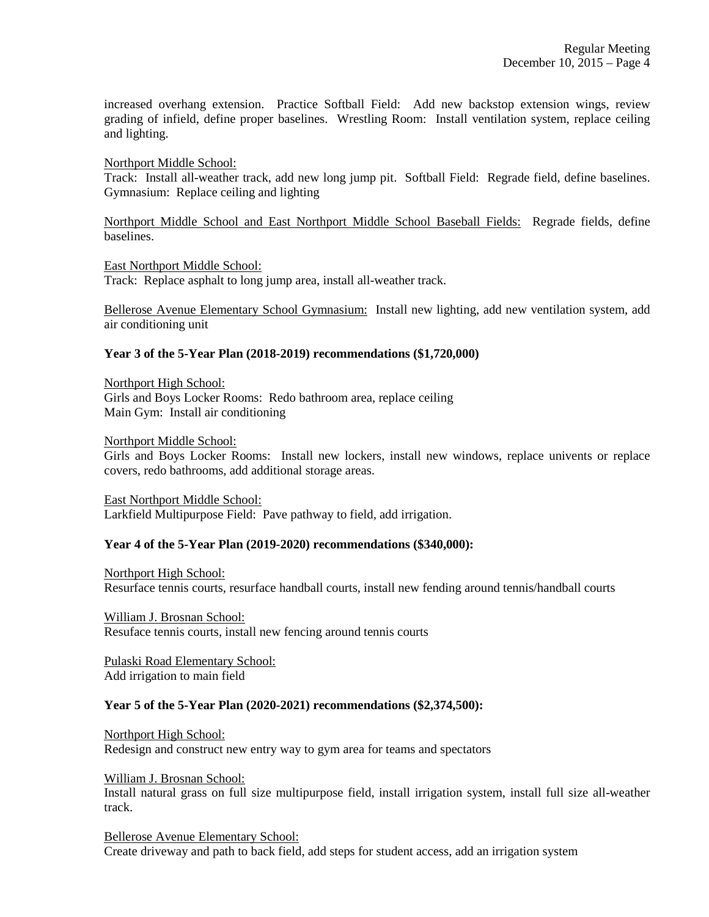increased overhang extension. Practice Softball Field: Add new backstop extension wings, review grading of infield, define proper baselines. Wrestling Room: Install ventilation system, replace ceiling and lighting.

Northport Middle School:
Track: Install all-weather track, add new long jump pit. Softball Field: Regrade field, define baselines. Gymnasium: Replace ceiling and lighting

Northport Middle School and East Northport Middle School Baseball Fields: Regrade fields, define baselines.

East Northport Middle School:
Track: Replace asphalt to long jump area, install all-weather track.

Bellerose Avenue Elementary School Gymnasium: Install new lighting, add new ventilation system, add air conditioning unit

**Year 3 of the 5-Year Plan (2018-2019) recommendations ($1,720,000)**

Northport High School:
Girls and Boys Locker Rooms: Redo bathroom area, replace ceiling
Main Gym: Install air conditioning

Northport Middle School:
Girls and Boys Locker Rooms: Install new lockers, install new windows, replace univents or replace covers, redo bathrooms, add additional storage areas.

East Northport Middle School:
Larkfield Multipurpose Field: Pave pathway to field, add irrigation.

**Year 4 of the 5-Year Plan (2019-2020) recommendations ($340,000):**

Northport High School:
Resurface tennis courts, resurface handball courts, install new fending around tennis/handball courts

William J. Brosnan School:
Resuface tennis courts, install new fencing around tennis courts

Pulaski Road Elementary School:
Add irrigation to main field

**Year 5 of the 5-Year Plan (2020-2021) recommendations ($2,374,500):**

Northport High School:
Redesign and construct new entry way to gym area for teams and spectators

William J. Brosnan School:
Install natural grass on full size multipurpose field, install irrigation system, install full size all-weather track.

Bellerose Avenue Elementary School:
Create driveway and path to back field, add steps for student access, add an irrigation system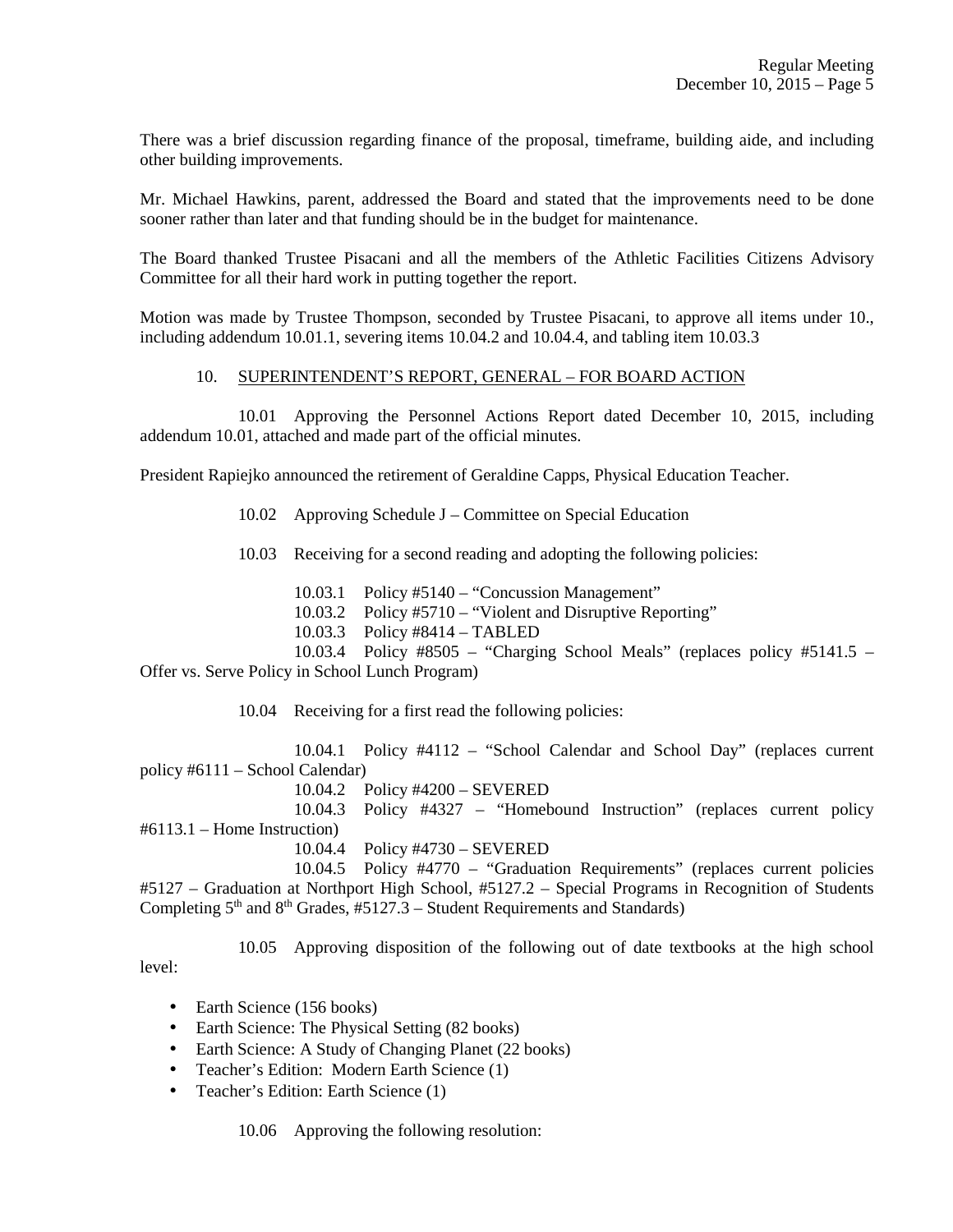There was a brief discussion regarding finance of the proposal, timeframe, building aide, and including other building improvements.

Mr. Michael Hawkins, parent, addressed the Board and stated that the improvements need to be done sooner rather than later and that funding should be in the budget for maintenance.

The Board thanked Trustee Pisacani and all the members of the Athletic Facilities Citizens Advisory Committee for all their hard work in putting together the report.

Motion was made by Trustee Thompson, seconded by Trustee Pisacani, to approve all items under 10., including addendum 10.01.1, severing items 10.04.2 and 10.04.4, and tabling item 10.03.3

10. SUPERINTENDENT'S REPORT, GENERAL – FOR BOARD ACTION

10.01 Approving the Personnel Actions Report dated December 10, 2015, including addendum 10.01, attached and made part of the official minutes.

President Rapiejko announced the retirement of Geraldine Capps, Physical Education Teacher.

10.02 Approving Schedule J – Committee on Special Education

10.03 Receiving for a second reading and adopting the following policies:

10.03.1 Policy #5140 – "Concussion Management"
10.03.2 Policy #5710 – "Violent and Disruptive Reporting"
10.03.3 Policy #8414 – TABLED
10.03.4 Policy #8505 – "Charging School Meals" (replaces policy #5141.5 – Offer vs. Serve Policy in School Lunch Program)

10.04 Receiving for a first read the following policies:

10.04.1 Policy #4112 – "School Calendar and School Day" (replaces current policy #6111 – School Calendar)
10.04.2 Policy #4200 – SEVERED
10.04.3 Policy #4327 – "Homebound Instruction" (replaces current policy #6113.1 – Home Instruction)
10.04.4 Policy #4730 – SEVERED
10.04.5 Policy #4770 – "Graduation Requirements" (replaces current policies #5127 – Graduation at Northport High School, #5127.2 – Special Programs in Recognition of Students Completing 5th and 8th Grades, #5127.3 – Student Requirements and Standards)

10.05 Approving disposition of the following out of date textbooks at the high school level:

- Earth Science (156 books)
- Earth Science: The Physical Setting (82 books)
- Earth Science: A Study of Changing Planet (22 books)
- Teacher's Edition: Modern Earth Science (1)
- Teacher's Edition: Earth Science (1)

10.06 Approving the following resolution: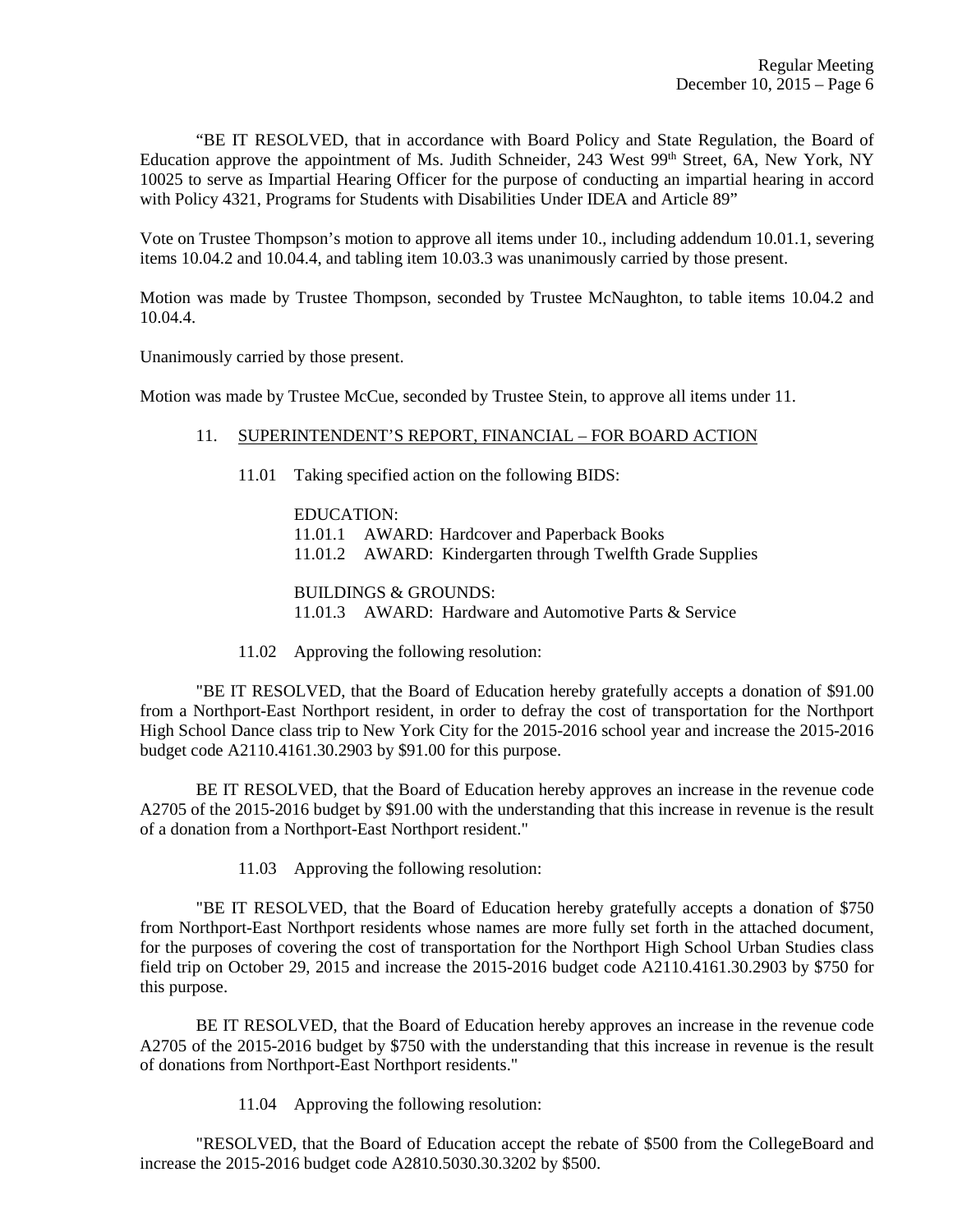"BE IT RESOLVED, that in accordance with Board Policy and State Regulation, the Board of Education approve the appointment of Ms. Judith Schneider, 243 West 99th Street, 6A, New York, NY 10025 to serve as Impartial Hearing Officer for the purpose of conducting an impartial hearing in accord with Policy 4321, Programs for Students with Disabilities Under IDEA and Article 89"

Vote on Trustee Thompson's motion to approve all items under 10., including addendum 10.01.1, severing items 10.04.2 and 10.04.4, and tabling item 10.03.3 was unanimously carried by those present.

Motion was made by Trustee Thompson, seconded by Trustee McNaughton, to table items 10.04.2 and 10.04.4.

Unanimously carried by those present.

Motion was made by Trustee McCue, seconded by Trustee Stein, to approve all items under 11.

11. SUPERINTENDENT'S REPORT, FINANCIAL – FOR BOARD ACTION

11.01 Taking specified action on the following BIDS:

EDUCATION:
11.01.1 AWARD: Hardcover and Paperback Books
11.01.2 AWARD: Kindergarten through Twelfth Grade Supplies

BUILDINGS & GROUNDS:
11.01.3 AWARD: Hardware and Automotive Parts & Service

11.02 Approving the following resolution:

"BE IT RESOLVED, that the Board of Education hereby gratefully accepts a donation of $91.00 from a Northport-East Northport resident, in order to defray the cost of transportation for the Northport High School Dance class trip to New York City for the 2015-2016 school year and increase the 2015-2016 budget code A2110.4161.30.2903 by $91.00 for this purpose.

BE IT RESOLVED, that the Board of Education hereby approves an increase in the revenue code A2705 of the 2015-2016 budget by $91.00 with the understanding that this increase in revenue is the result of a donation from a Northport-East Northport resident."

11.03 Approving the following resolution:

"BE IT RESOLVED, that the Board of Education hereby gratefully accepts a donation of $750 from Northport-East Northport residents whose names are more fully set forth in the attached document, for the purposes of covering the cost of transportation for the Northport High School Urban Studies class field trip on October 29, 2015 and increase the 2015-2016 budget code A2110.4161.30.2903 by $750 for this purpose.

BE IT RESOLVED, that the Board of Education hereby approves an increase in the revenue code A2705 of the 2015-2016 budget by $750 with the understanding that this increase in revenue is the result of donations from Northport-East Northport residents."

11.04 Approving the following resolution:

"RESOLVED, that the Board of Education accept the rebate of $500 from the CollegeBoard and increase the 2015-2016 budget code A2810.5030.30.3202 by $500.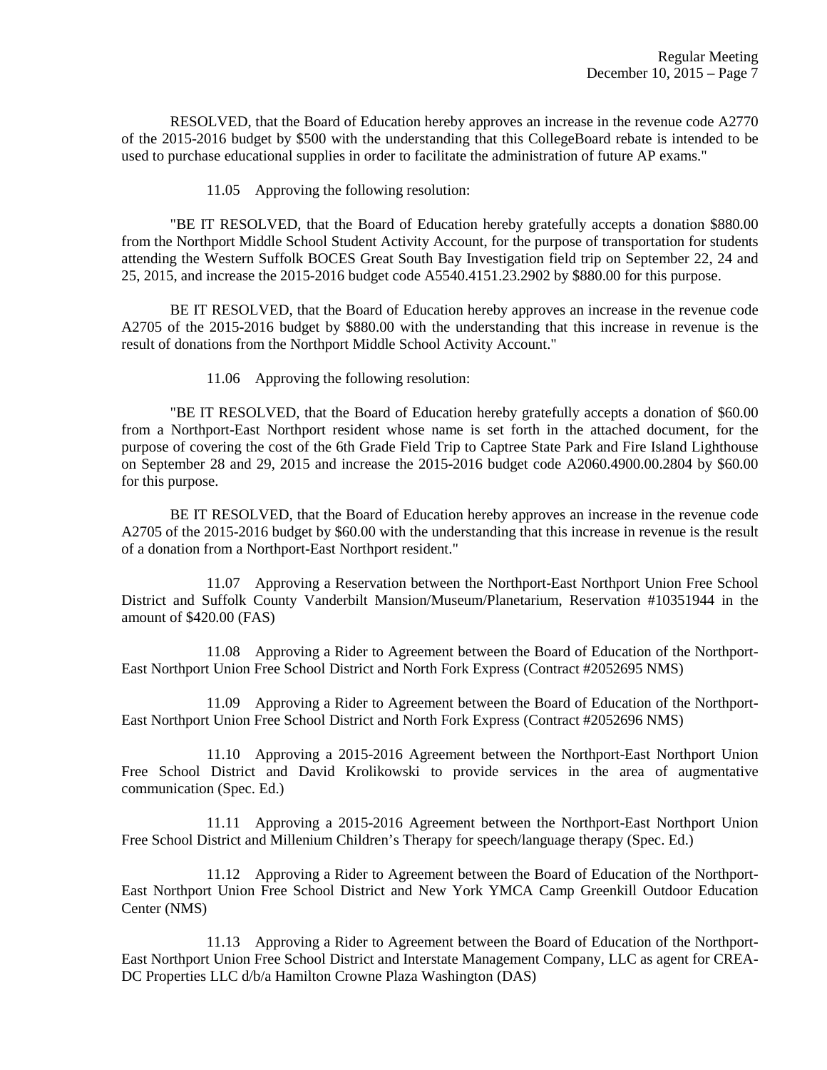RESOLVED, that the Board of Education hereby approves an increase in the revenue code A2770 of the 2015-2016 budget by $500 with the understanding that this CollegeBoard rebate is intended to be used to purchase educational supplies in order to facilitate the administration of future AP exams."

11.05 Approving the following resolution:

"BE IT RESOLVED, that the Board of Education hereby gratefully accepts a donation $880.00 from the Northport Middle School Student Activity Account, for the purpose of transportation for students attending the Western Suffolk BOCES Great South Bay Investigation field trip on September 22, 24 and 25, 2015, and increase the 2015-2016 budget code A5540.4151.23.2902 by $880.00 for this purpose.

BE IT RESOLVED, that the Board of Education hereby approves an increase in the revenue code A2705 of the 2015-2016 budget by $880.00 with the understanding that this increase in revenue is the result of donations from the Northport Middle School Activity Account."

11.06 Approving the following resolution:

"BE IT RESOLVED, that the Board of Education hereby gratefully accepts a donation of $60.00 from a Northport-East Northport resident whose name is set forth in the attached document, for the purpose of covering the cost of the 6th Grade Field Trip to Captree State Park and Fire Island Lighthouse on September 28 and 29, 2015 and increase the 2015-2016 budget code A2060.4900.00.2804 by $60.00 for this purpose.

BE IT RESOLVED, that the Board of Education hereby approves an increase in the revenue code A2705 of the 2015-2016 budget by $60.00 with the understanding that this increase in revenue is the result of a donation from a Northport-East Northport resident."

11.07 Approving a Reservation between the Northport-East Northport Union Free School District and Suffolk County Vanderbilt Mansion/Museum/Planetarium, Reservation #10351944 in the amount of $420.00 (FAS)

11.08 Approving a Rider to Agreement between the Board of Education of the Northport-East Northport Union Free School District and North Fork Express (Contract #2052695 NMS)

11.09 Approving a Rider to Agreement between the Board of Education of the Northport-East Northport Union Free School District and North Fork Express (Contract #2052696 NMS)

11.10 Approving a 2015-2016 Agreement between the Northport-East Northport Union Free School District and David Krolikowski to provide services in the area of augmentative communication (Spec. Ed.)

11.11 Approving a 2015-2016 Agreement between the Northport-East Northport Union Free School District and Millenium Children's Therapy for speech/language therapy (Spec. Ed.)

11.12 Approving a Rider to Agreement between the Board of Education of the Northport-East Northport Union Free School District and New York YMCA Camp Greenkill Outdoor Education Center (NMS)

11.13 Approving a Rider to Agreement between the Board of Education of the Northport-East Northport Union Free School District and Interstate Management Company, LLC as agent for CREA-DC Properties LLC d/b/a Hamilton Crowne Plaza Washington (DAS)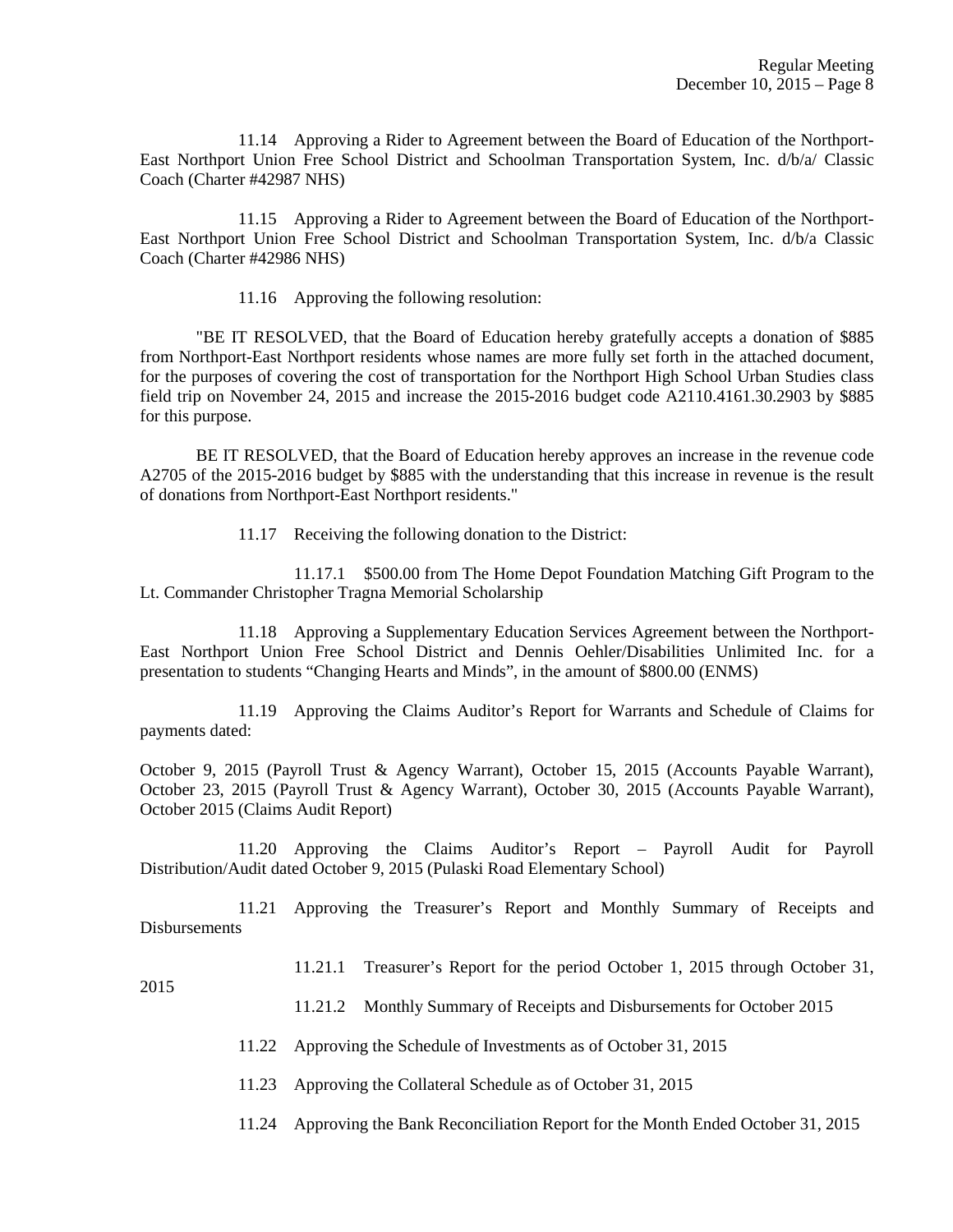11.14 Approving a Rider to Agreement between the Board of Education of the Northport-East Northport Union Free School District and Schoolman Transportation System, Inc. d/b/a/ Classic Coach (Charter #42987 NHS)

11.15 Approving a Rider to Agreement between the Board of Education of the Northport-East Northport Union Free School District and Schoolman Transportation System, Inc. d/b/a Classic Coach (Charter #42986 NHS)

11.16 Approving the following resolution:

"BE IT RESOLVED, that the Board of Education hereby gratefully accepts a donation of $885 from Northport-East Northport residents whose names are more fully set forth in the attached document, for the purposes of covering the cost of transportation for the Northport High School Urban Studies class field trip on November 24, 2015 and increase the 2015-2016 budget code A2110.4161.30.2903 by $885 for this purpose.

BE IT RESOLVED, that the Board of Education hereby approves an increase in the revenue code A2705 of the 2015-2016 budget by $885 with the understanding that this increase in revenue is the result of donations from Northport-East Northport residents."

11.17 Receiving the following donation to the District:

11.17.1 $500.00 from The Home Depot Foundation Matching Gift Program to the Lt. Commander Christopher Tragna Memorial Scholarship

11.18 Approving a Supplementary Education Services Agreement between the Northport-East Northport Union Free School District and Dennis Oehler/Disabilities Unlimited Inc. for a presentation to students "Changing Hearts and Minds", in the amount of $800.00 (ENMS)

11.19 Approving the Claims Auditor's Report for Warrants and Schedule of Claims for payments dated:

October 9, 2015 (Payroll Trust & Agency Warrant), October 15, 2015 (Accounts Payable Warrant), October 23, 2015 (Payroll Trust & Agency Warrant), October 30, 2015 (Accounts Payable Warrant), October 2015 (Claims Audit Report)

11.20 Approving the Claims Auditor's Report – Payroll Audit for Payroll Distribution/Audit dated October 9, 2015 (Pulaski Road Elementary School)

11.21 Approving the Treasurer's Report and Monthly Summary of Receipts and Disbursements

11.21.1 Treasurer's Report for the period October 1, 2015 through October 31, 2015

11.21.2 Monthly Summary of Receipts and Disbursements for October 2015

11.22 Approving the Schedule of Investments as of October 31, 2015

11.23 Approving the Collateral Schedule as of October 31, 2015

11.24 Approving the Bank Reconciliation Report for the Month Ended October 31, 2015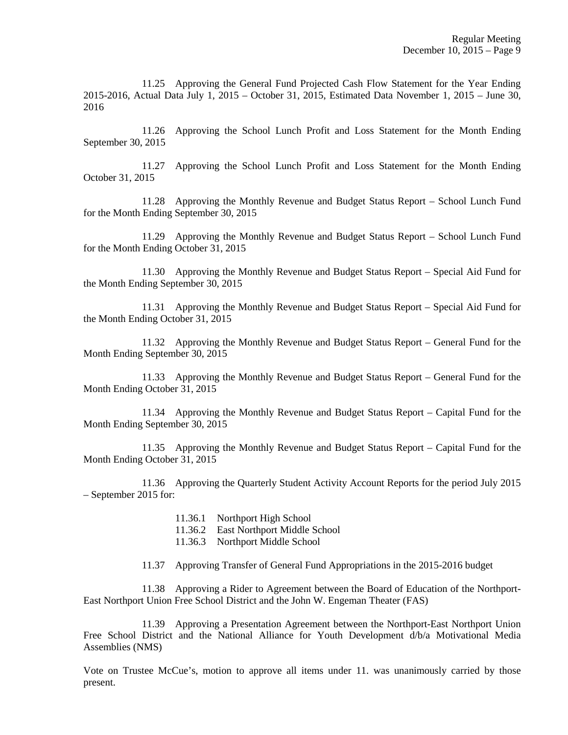11.25 Approving the General Fund Projected Cash Flow Statement for the Year Ending 2015-2016, Actual Data July 1, 2015 – October 31, 2015, Estimated Data November 1, 2015 – June 30, 2016

11.26 Approving the School Lunch Profit and Loss Statement for the Month Ending September 30, 2015

11.27 Approving the School Lunch Profit and Loss Statement for the Month Ending October 31, 2015

11.28 Approving the Monthly Revenue and Budget Status Report – School Lunch Fund for the Month Ending September 30, 2015

11.29 Approving the Monthly Revenue and Budget Status Report – School Lunch Fund for the Month Ending October 31, 2015

11.30 Approving the Monthly Revenue and Budget Status Report – Special Aid Fund for the Month Ending September 30, 2015

11.31 Approving the Monthly Revenue and Budget Status Report – Special Aid Fund for the Month Ending October 31, 2015

11.32 Approving the Monthly Revenue and Budget Status Report – General Fund for the Month Ending September 30, 2015

11.33 Approving the Monthly Revenue and Budget Status Report – General Fund for the Month Ending October 31, 2015

11.34 Approving the Monthly Revenue and Budget Status Report – Capital Fund for the Month Ending September 30, 2015

11.35 Approving the Monthly Revenue and Budget Status Report – Capital Fund for the Month Ending October 31, 2015

11.36 Approving the Quarterly Student Activity Account Reports for the period July 2015 – September 2015 for:

- 11.36.1 Northport High School
- 11.36.2 East Northport Middle School
- 11.36.3 Northport Middle School

11.37 Approving Transfer of General Fund Appropriations in the 2015-2016 budget

11.38 Approving a Rider to Agreement between the Board of Education of the Northport-East Northport Union Free School District and the John W. Engeman Theater (FAS)

11.39 Approving a Presentation Agreement between the Northport-East Northport Union Free School District and the National Alliance for Youth Development d/b/a Motivational Media Assemblies (NMS)

Vote on Trustee McCue's, motion to approve all items under 11. was unanimously carried by those present.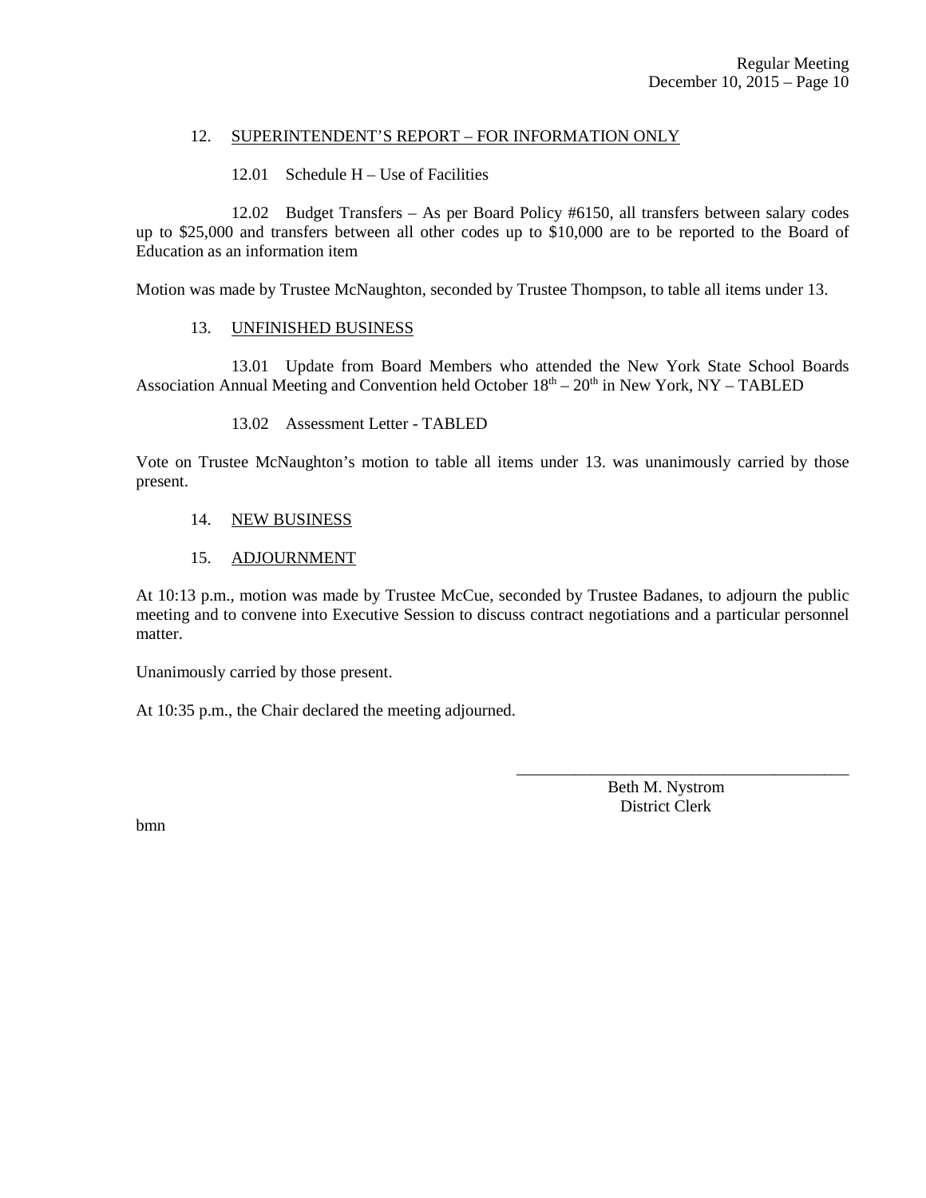## 12. SUPERINTENDENT'S REPORT – FOR INFORMATION ONLY

12.01 Schedule H – Use of Facilities

12.02 Budget Transfers – As per Board Policy #6150, all transfers between salary codes up to $25,000 and transfers between all other codes up to $10,000 are to be reported to the Board of Education as an information item

Motion was made by Trustee McNaughton, seconded by Trustee Thompson, to table all items under 13.

## 13. UNFINISHED BUSINESS

13.01 Update from Board Members who attended the New York State School Boards Association Annual Meeting and Convention held October 18th – 20th in New York, NY – TABLED

13.02 Assessment Letter - TABLED

Vote on Trustee McNaughton's motion to table all items under 13. was unanimously carried by those present.

## 14. NEW BUSINESS

## 15. ADJOURNMENT

At 10:13 p.m., motion was made by Trustee McCue, seconded by Trustee Badanes, to adjourn the public meeting and to convene into Executive Session to discuss contract negotiations and a particular personnel matter.

Unanimously carried by those present.

At 10:35 p.m., the Chair declared the meeting adjourned.

\_\_\_\_\_\_\_\_\_\_\_\_\_\_\_\_\_\_\_\_\_\_\_\_\_\_\_\_\_\_\_\_\_\_\_\_\_\_\_\_

Beth M. Nystrom
District Clerk

bmn